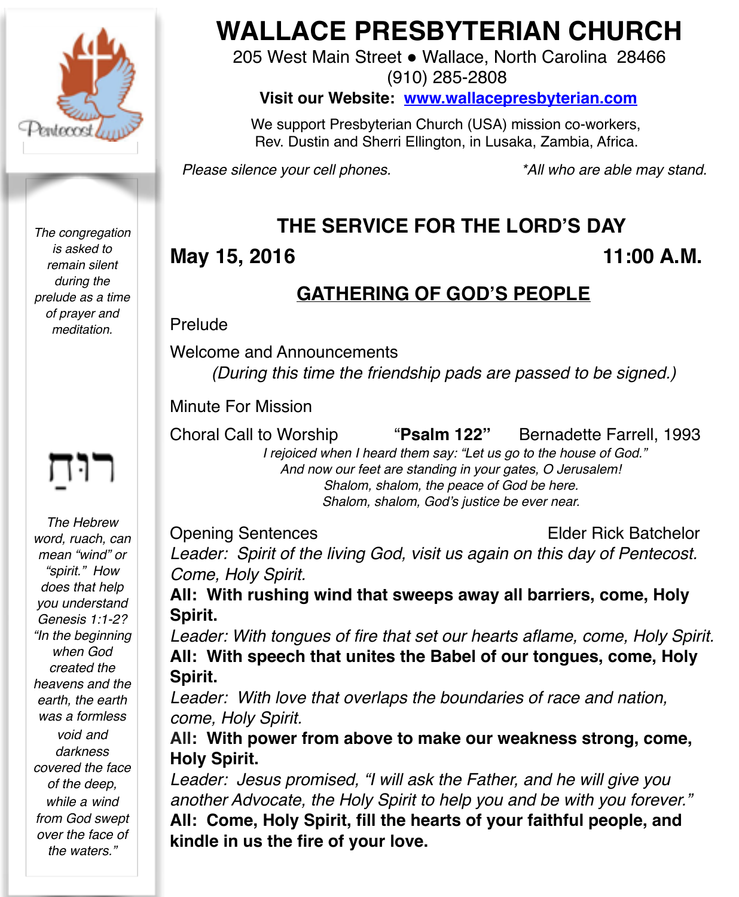# WALLACE PRESBYTERIAN CHURCH

205 West Main Street ● Wallace, North Carolina 28466
(910) 285-2808

**Visit our Website: www.wallacepresbyterian.com**

We support Presbyterian Church (USA) mission co-workers,
Rev. Dustin and Sherri Ellington, in Lusaka, Zambia, Africa.

*Please silence your cell phones.* *\*All who are able may stand.*

*The congregation is asked to remain silent during the prelude as a time of prayer and meditation.*

רוּחַ

*The Hebrew word, ruach, can mean "wind" or "spirit." How does that help you understand Genesis 1:1-2? "In the beginning when God created the heavens and the earth, the earth was a formless void and darkness covered the face of the deep, while a wind from God swept over the face of the waters."*

## THE SERVICE FOR THE LORD'S DAY

**May 15, 2016** **11:00 A.M.**

## GATHERING OF GOD'S PEOPLE

Prelude

Welcome and Announcements

*(During this time the friendship pads are passed to be signed.)*

Minute For Mission

Choral Call to Worship "**Psalm 122**" Bernadette Farrell, 1993

*I rejoiced when I heard them say: "Let us go to the house of God."*
*And now our feet are standing in your gates, O Jerusalem!*
*Shalom, shalom, the peace of God be here.*
*Shalom, shalom, God's justice be ever near.*

Opening Sentences Elder Rick Batchelor

*Leader: Spirit of the living God, visit us again on this day of Pentecost. Come, Holy Spirit.*

**All: With rushing wind that sweeps away all barriers, come, Holy Spirit.**

*Leader: With tongues of fire that set our hearts aflame, come, Holy Spirit.*

**All: With speech that unites the Babel of our tongues, come, Holy Spirit.**

*Leader: With love that overlaps the boundaries of race and nation, come, Holy Spirit.*

**All: With power from above to make our weakness strong, come, Holy Spirit.**

*Leader: Jesus promised, "I will ask the Father, and he will give you another Advocate, the Holy Spirit to help you and be with you forever."*

**All: Come, Holy Spirit, fill the hearts of your faithful people, and kindle in us the fire of your love.**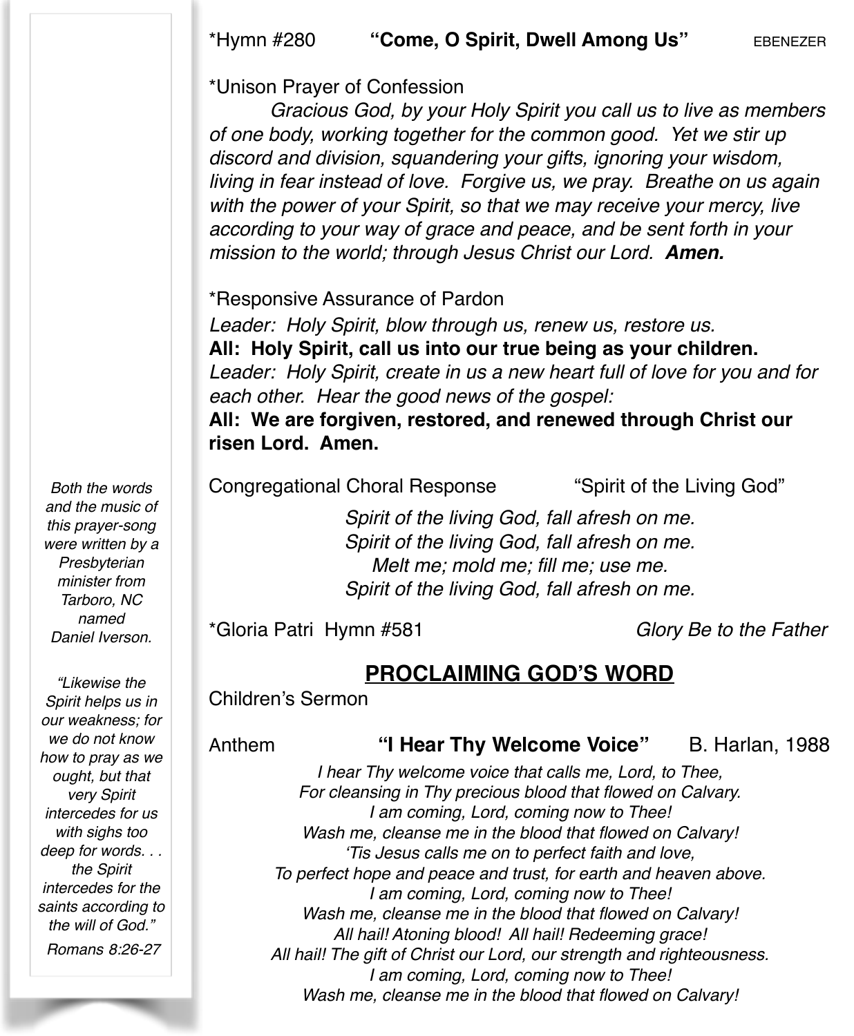*Hymn #280 **"Come, O Spirit, Dwell Among Us"** EBENEZER

*Unison Prayer of Confession

*Gracious God, by your Holy Spirit you call us to live as members of one body, working together for the common good. Yet we stir up discord and division, squandering your gifts, ignoring your wisdom, living in fear instead of love. Forgive us, we pray. Breathe on us again with the power of your Spirit, so that we may receive your mercy, live according to your way of grace and peace, and be sent forth in your mission to the world; through Jesus Christ our Lord.* ***Amen.***

*Responsive Assurance of Pardon

*Leader: Holy Spirit, blow through us, renew us, restore us.*

**All: Holy Spirit, call us into our true being as your children.**

*Leader: Holy Spirit, create in us a new heart full of love for you and for each other. Hear the good news of the gospel:*

**All: We are forgiven, restored, and renewed through Christ our risen Lord. Amen.**

Congregational Choral Response "Spirit of the Living God"

*Spirit of the living God, fall afresh on me.*
*Spirit of the living God, fall afresh on me.*
*Melt me; mold me; fill me; use me.*
*Spirit of the living God, fall afresh on me.*

*Both the words and the music of this prayer-song were written by a Presbyterian minister from Tarboro, NC named Daniel Iverson.*

*Gloria Patri Hymn #581 *Glory Be to the Father*

## PROCLAIMING GOD'S WORD

Children's Sermon

Anthem **"I Hear Thy Welcome Voice"** B. Harlan, 1988

*I hear Thy welcome voice that calls me, Lord, to Thee,*
*For cleansing in Thy precious blood that flowed on Calvary.*
*I am coming, Lord, coming now to Thee!*
*Wash me, cleanse me in the blood that flowed on Calvary!*
*'Tis Jesus calls me on to perfect faith and love,*
*To perfect hope and peace and trust, for earth and heaven above.*
*I am coming, Lord, coming now to Thee!*
*Wash me, cleanse me in the blood that flowed on Calvary!*
*All hail! Atoning blood! All hail! Redeeming grace!*
*All hail! The gift of Christ our Lord, our strength and righteousness.*
*I am coming, Lord, coming now to Thee!*
*Wash me, cleanse me in the blood that flowed on Calvary!*

*"Likewise the Spirit helps us in our weakness; for we do not know how to pray as we ought, but that very Spirit intercedes for us with sighs too deep for words. . . the Spirit intercedes for the saints according to the will of God."*

*Romans 8:26-27*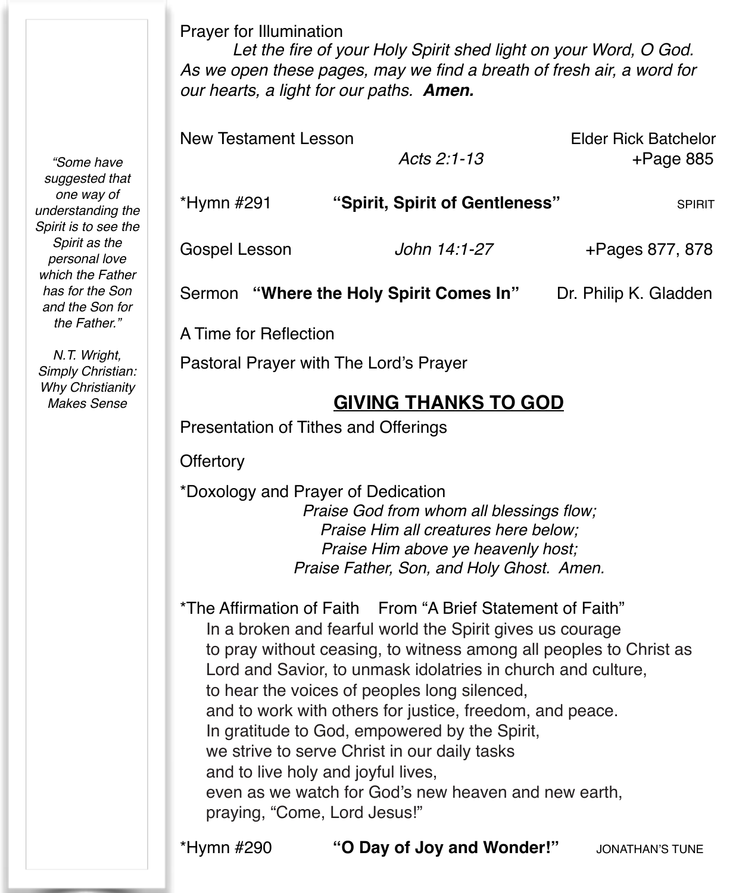Prayer for Illumination

*Let the fire of your Holy Spirit shed light on your Word, O God. As we open these pages, may we find a breath of fresh air, a word for our hearts, a light for our paths.* ***Amen.***

New Testament Lesson — *Acts 2:1-13* — Elder Rick Batchelor — +Page 885

*Hymn #291 **"Spirit, Spirit of Gentleness"** SPIRIT

Gospel Lesson — *John 14:1-27* — +Pages 877, 878

Sermon **"Where the Holy Spirit Comes In"** Dr. Philip K. Gladden

A Time for Reflection

Pastoral Prayer with The Lord's Prayer

## GIVING THANKS TO GOD

Presentation of Tithes and Offerings

Offertory

*Doxology and Prayer of Dedication

*Praise God from whom all blessings flow;*
*Praise Him all creatures here below;*
*Praise Him above ye heavenly host;*
*Praise Father, Son, and Holy Ghost. Amen.*

*The Affirmation of Faith From "A Brief Statement of Faith"

In a broken and fearful world the Spirit gives us courage
to pray without ceasing, to witness among all peoples to Christ as Lord and Savior, to unmask idolatries in church and culture,
to hear the voices of peoples long silenced,
and to work with others for justice, freedom, and peace.
In gratitude to God, empowered by the Spirit,
we strive to serve Christ in our daily tasks
and to live holy and joyful lives,
even as we watch for God's new heaven and new earth,
praying, "Come, Lord Jesus!"

*Hymn #290 **"O Day of Joy and Wonder!"** JONATHAN'S TUNE

*"Some have suggested that one way of understanding the Spirit is to see the Spirit as the personal love which the Father has for the Son and the Son for the Father."*

*N.T. Wright, Simply Christian: Why Christianity Makes Sense*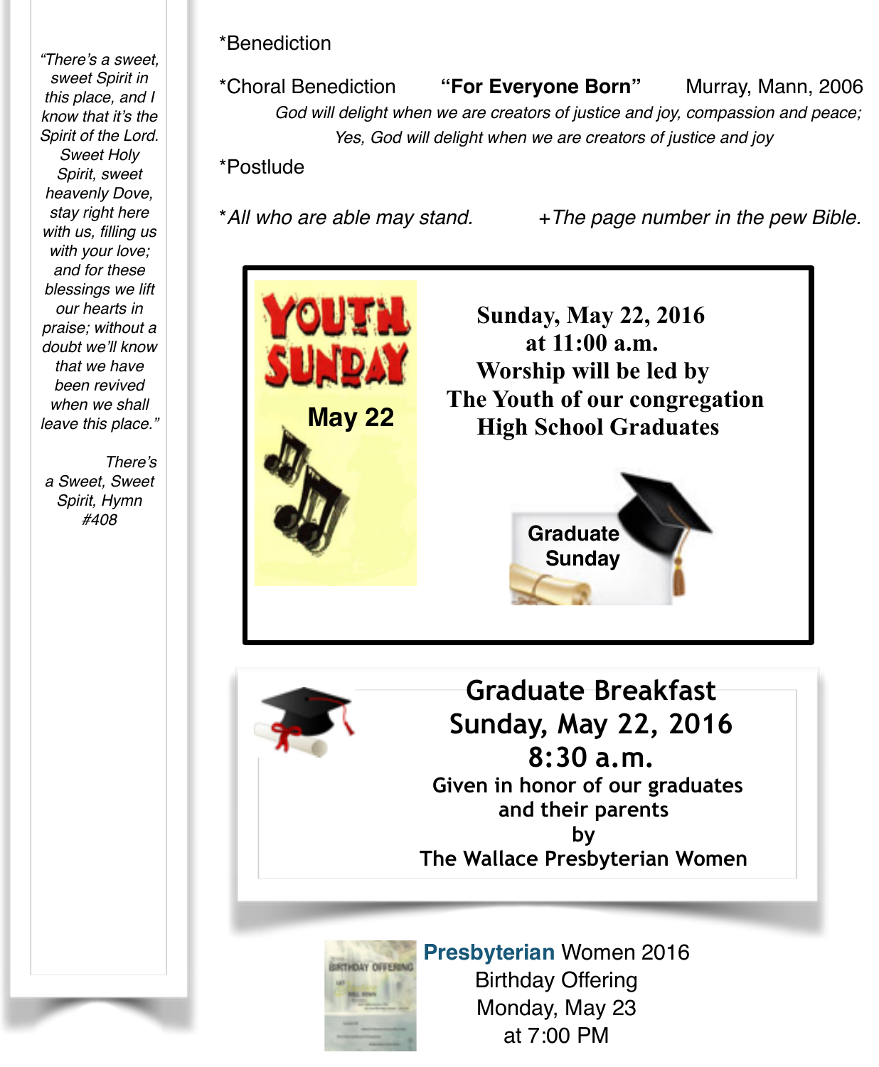*"There's a sweet, sweet Spirit in this place, and I know that it's the Spirit of the Lord. Sweet Holy Spirit, sweet heavenly Dove, stay right here with us, filling us with your love; and for these blessings we lift our hearts in praise; without a doubt we'll know that we have been revived when we shall leave this place."*

*There's a Sweet, Sweet Spirit, Hymn #408*

*Benediction

*Choral Benediction **"For Everyone Born"** Murray, Mann, 2006

*God will delight when we are creators of justice and joy, compassion and peace;*
*Yes, God will delight when we are creators of justice and joy*

*Postlude

*\*All who are able may stand.* *+The page number in the pew Bible.*

**YOUTH SUNDAY**

**May 22**

**Sunday, May 22, 2016**
**at 11:00 a.m.**
**Worship will be led by**
**The Youth of our congregation**
**High School Graduates**

**Graduate Sunday**

## Graduate Breakfast
## Sunday, May 22, 2016
## 8:30 a.m.

**Given in honor of our graduates and their parents**
**by**
**The Wallace Presbyterian Women**

**Presbyterian** Women 2016
Birthday Offering
Monday, May 23
at 7:00 PM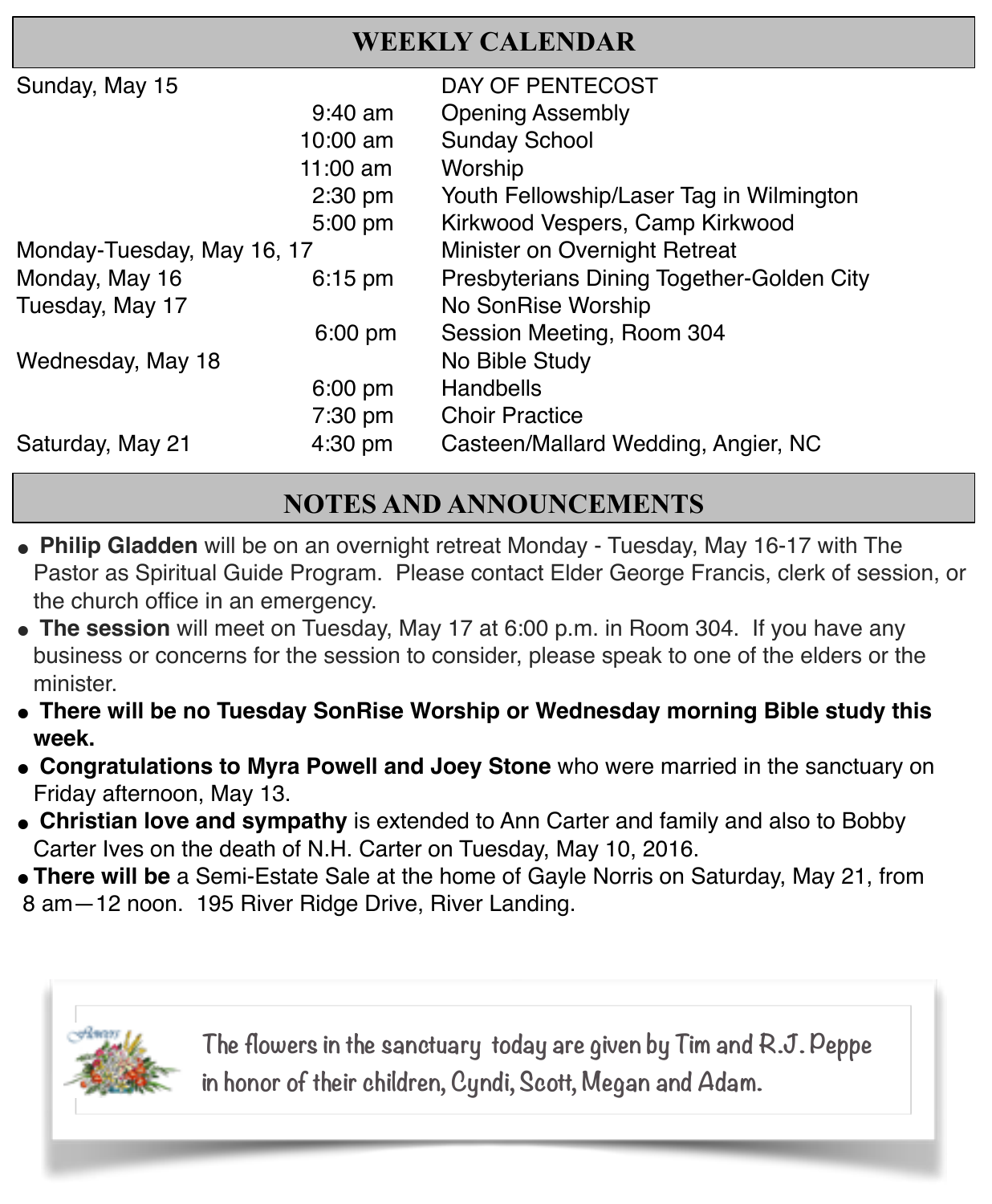## WEEKLY CALENDAR

| Day | Time | Event |
|---|---|---|
| Sunday, May 15 | | DAY OF PENTECOST |
| | 9:40 am | Opening Assembly |
| | 10:00 am | Sunday School |
| | 11:00 am | Worship |
| | 2:30 pm | Youth Fellowship/Laser Tag in Wilmington |
| | 5:00 pm | Kirkwood Vespers, Camp Kirkwood |
| Monday-Tuesday, May 16, 17 | | Minister on Overnight Retreat |
| Monday, May 16 | 6:15 pm | Presbyterians Dining Together-Golden City |
| Tuesday, May 17 | | No SonRise Worship |
| | 6:00 pm | Session Meeting, Room 304 |
| Wednesday, May 18 | | No Bible Study |
| | 6:00 pm | Handbells |
| | 7:30 pm | Choir Practice |
| Saturday, May 21 | 4:30 pm | Casteen/Mallard Wedding, Angier, NC |

## NOTES AND ANNOUNCEMENTS

- **Philip Gladden** will be on an overnight retreat Monday - Tuesday, May 16-17 with The Pastor as Spiritual Guide Program. Please contact Elder George Francis, clerk of session, or the church office in an emergency.
- **The session** will meet on Tuesday, May 17 at 6:00 p.m. in Room 304. If you have any business or concerns for the session to consider, please speak to one of the elders or the minister.
- **There will be no Tuesday SonRise Worship or Wednesday morning Bible study this week.**
- **Congratulations to Myra Powell and Joey Stone** who were married in the sanctuary on Friday afternoon, May 13.
- **Christian love and sympathy** is extended to Ann Carter and family and also to Bobby Carter Ives on the death of N.H. Carter on Tuesday, May 10, 2016.
- **There will be** a Semi-Estate Sale at the home of Gayle Norris on Saturday, May 21, from 8 am—12 noon. 195 River Ridge Drive, River Landing.

The flowers in the sanctuary today are given by Tim and R.J. Peppe in honor of their children, Cyndi, Scott, Megan and Adam.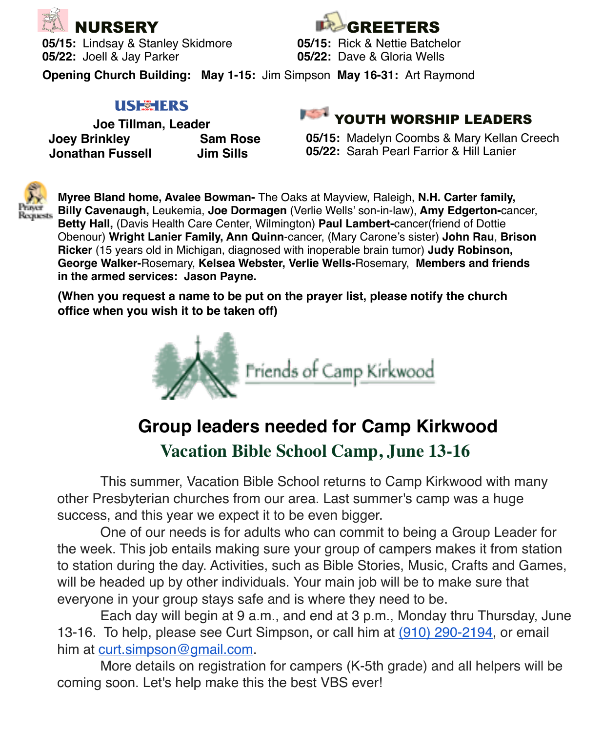## NURSERY

**05/15:** Lindsay & Stanley Skidmore
**05/22:** Joell & Jay Parker

## GREETERS

**05/15:** Rick & Nettie Batchelor
**05/22:** Dave & Gloria Wells

**Opening Church Building: May 1-15:** Jim Simpson **May 16-31:** Art Raymond

## USHERS

**Joe Tillman, Leader**

**Joey Brinkley** **Sam Rose**
**Jonathan Fussell** **Jim Sills**

## YOUTH WORSHIP LEADERS

**05/15:** Madelyn Coombs & Mary Kellan Creech
**05/22:** Sarah Pearl Farrior & Hill Lanier

Prayer Requests

**Myree Bland home, Avalee Bowman-** The Oaks at Mayview, Raleigh, **N.H. Carter family, Billy Cavenaugh,** Leukemia, **Joe Dormagen** (Verlie Wells' son-in-law), **Amy Edgerton-**cancer, **Betty Hall,** (Davis Health Care Center, Wilmington) **Paul Lambert-**cancer(friend of Dottie Obenour) **Wright Lanier Family, Ann Quinn**-cancer, (Mary Carone's sister) **John Rau**, **Brison Ricker** (15 years old in Michigan, diagnosed with inoperable brain tumor) **Judy Robinson, George Walker-**Rosemary, **Kelsea Webster, Verlie Wells-**Rosemary, **Members and friends in the armed services: Jason Payne.**

**(When you request a name to be put on the prayer list, please notify the church office when you wish it to be taken off)**

Friends of Camp Kirkwood

## Group leaders needed for Camp Kirkwood

### Vacation Bible School Camp, June 13-16

This summer, Vacation Bible School returns to Camp Kirkwood with many other Presbyterian churches from our area. Last summer's camp was a huge success, and this year we expect it to be even bigger.

One of our needs is for adults who can commit to being a Group Leader for the week. This job entails making sure your group of campers makes it from station to station during the day. Activities, such as Bible Stories, Music, Crafts and Games, will be headed up by other individuals. Your main job will be to make sure that everyone in your group stays safe and is where they need to be.

Each day will begin at 9 a.m., and end at 3 p.m., Monday thru Thursday, June 13-16. To help, please see Curt Simpson, or call him at (910) 290-2194, or email him at curt.simpson@gmail.com.

More details on registration for campers (K-5th grade) and all helpers will be coming soon. Let's help make this the best VBS ever!